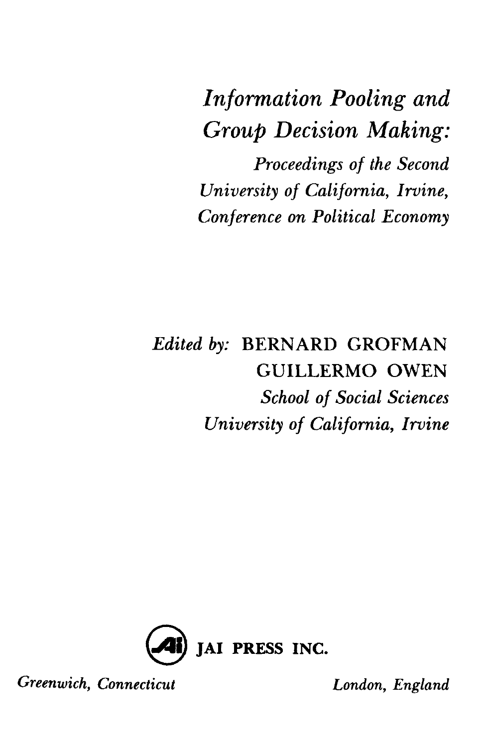# *Information Pooling and Group Decision Making:*

*Proceedings of the Second University of California, Irvine, Conference on Political Economy*

*Edited by:* BERNARD GROFMAN
GUILLERMO OWEN
*School of Social Sciences*
*University of California, Irvine*

**JAI PRESS INC.**

*Greenwich, Connecticut* *London, England*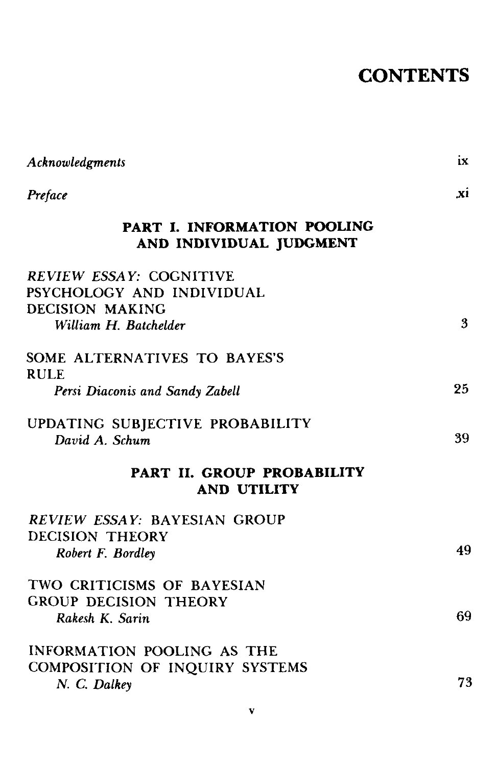# CONTENTS

| | |
|---|---|
| *Acknowledgments* | ix |
| *Preface* | xi |

## PART I. INFORMATION POOLING AND INDIVIDUAL JUDGMENT

| | |
|---|---|
| *REVIEW ESSAY:* COGNITIVE PSYCHOLOGY AND INDIVIDUAL DECISION MAKING<br>*William H. Batchelder* | 3 |
| SOME ALTERNATIVES TO BAYES'S RULE<br>*Persi Diaconis and Sandy Zabell* | 25 |
| UPDATING SUBJECTIVE PROBABILITY<br>*David A. Schum* | 39 |

## PART II. GROUP PROBABILITY AND UTILITY

| | |
|---|---|
| *REVIEW ESSAY:* BAYESIAN GROUP DECISION THEORY<br>*Robert F. Bordley* | 49 |
| TWO CRITICISMS OF BAYESIAN GROUP DECISION THEORY<br>*Rakesh K. Sarin* | 69 |
| INFORMATION POOLING AS THE COMPOSITION OF INQUIRY SYSTEMS<br>*N. C. Dalkey* | 73 |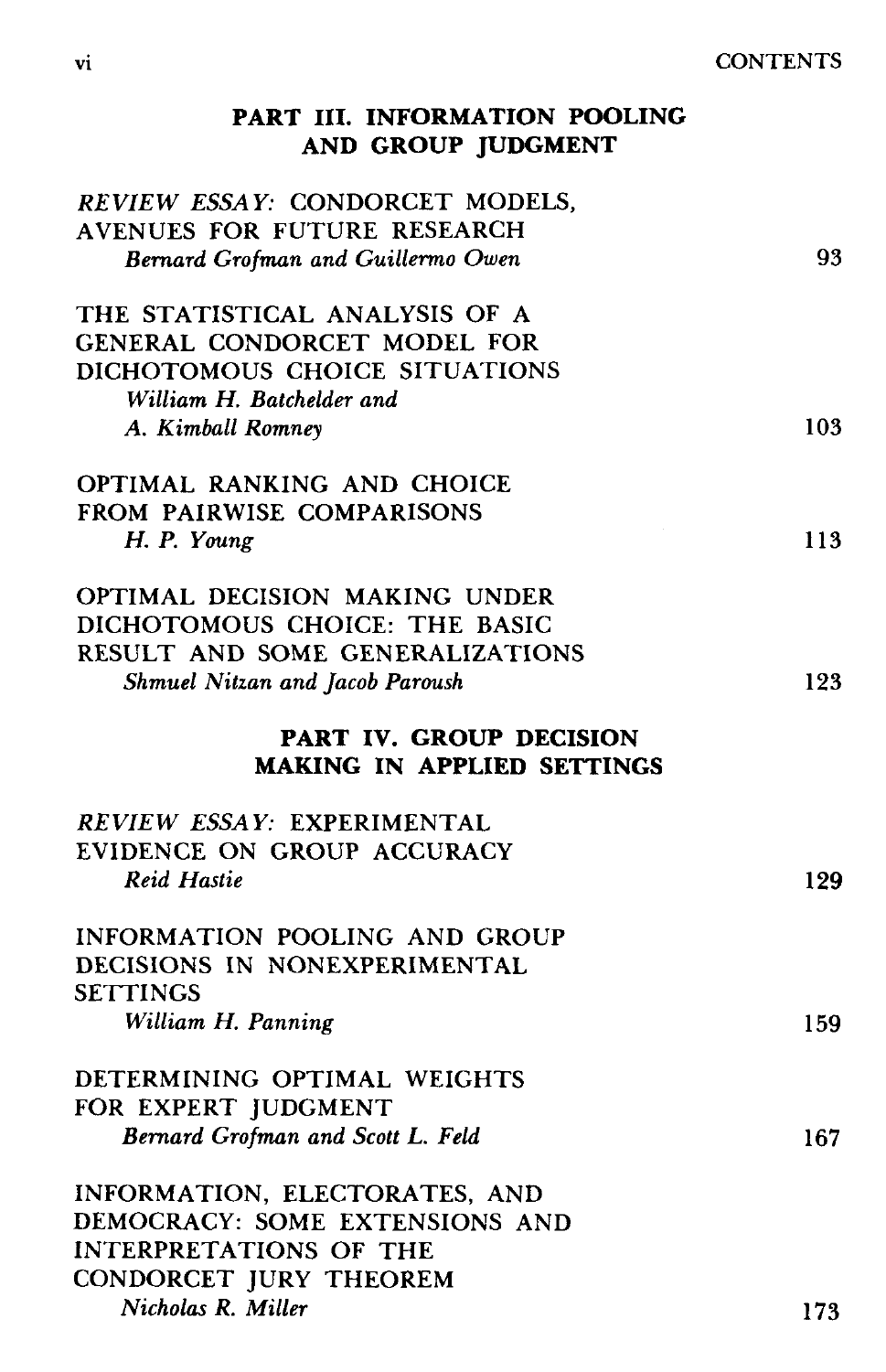## PART III. INFORMATION POOLING AND GROUP JUDGMENT

*REVIEW ESSAY:* CONDORCET MODELS, AVENUES FOR FUTURE RESEARCH
*Bernard Grofman and Guillermo Owen* — 93

THE STATISTICAL ANALYSIS OF A GENERAL CONDORCET MODEL FOR DICHOTOMOUS CHOICE SITUATIONS
*William H. Batchelder and A. Kimball Romney* — 103

OPTIMAL RANKING AND CHOICE FROM PAIRWISE COMPARISONS
*H. P. Young* — 113

OPTIMAL DECISION MAKING UNDER DICHOTOMOUS CHOICE: THE BASIC RESULT AND SOME GENERALIZATIONS
*Shmuel Nitzan and Jacob Paroush* — 123

## PART IV. GROUP DECISION MAKING IN APPLIED SETTINGS

*REVIEW ESSAY:* EXPERIMENTAL EVIDENCE ON GROUP ACCURACY
*Reid Hastie* — 129

INFORMATION POOLING AND GROUP DECISIONS IN NONEXPERIMENTAL SETTINGS
*William H. Panning* — 159

DETERMINING OPTIMAL WEIGHTS FOR EXPERT JUDGMENT
*Bernard Grofman and Scott L. Feld* — 167

INFORMATION, ELECTORATES, AND DEMOCRACY: SOME EXTENSIONS AND INTERPRETATIONS OF THE CONDORCET JURY THEOREM
*Nicholas R. Miller* — 173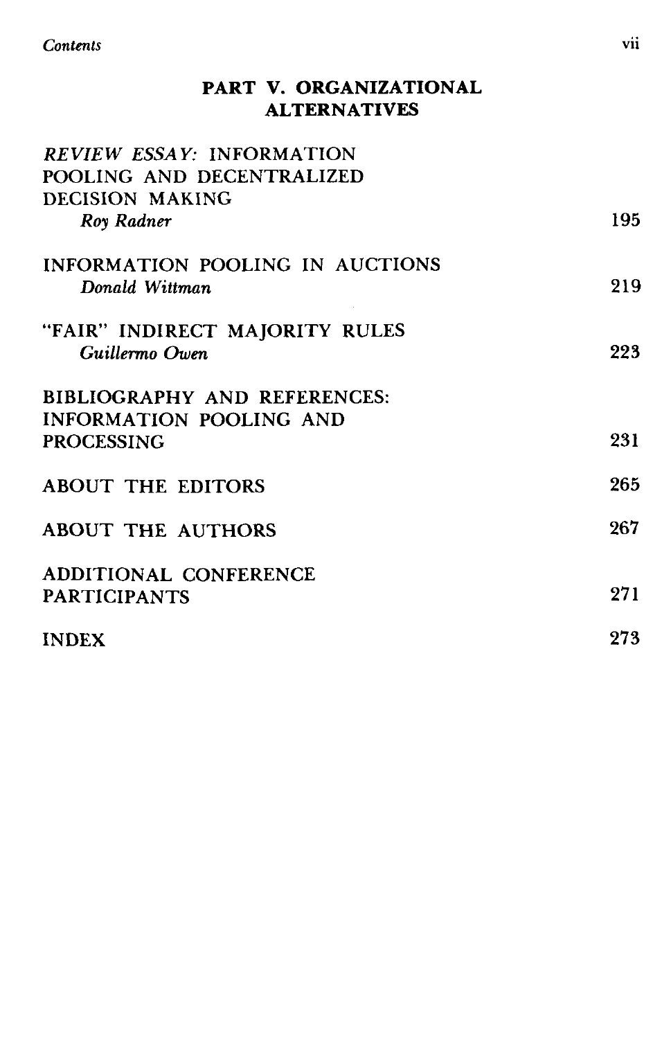## PART V. ORGANIZATIONAL ALTERNATIVES

*REVIEW ESSAY:* INFORMATION POOLING AND DECENTRALIZED DECISION MAKING
*Roy Radner* — 195

INFORMATION POOLING IN AUCTIONS
*Donald Wittman* — 219

"FAIR" INDIRECT MAJORITY RULES
*Guillermo Owen* — 223

BIBLIOGRAPHY AND REFERENCES: INFORMATION POOLING AND PROCESSING — 231

ABOUT THE EDITORS — 265

ABOUT THE AUTHORS — 267

ADDITIONAL CONFERENCE PARTICIPANTS — 271

INDEX — 273